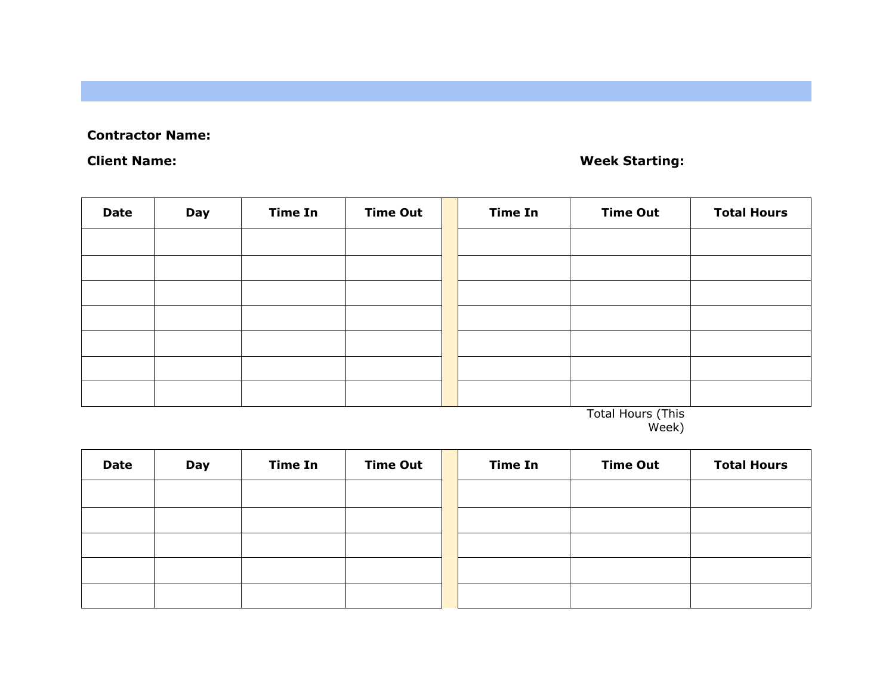**Contractor Name:**

**Client Name:** **Week Starting:**

| Date | Day | Time In | Time Out | | Time In | Time Out | Total Hours |
|---|---|---|---|---|---|---|---|
| | | | | | | | |
| | | | | | | | |
| | | | | | | | |
| | | | | | | | |
| | | | | | | | |
| | | | | | | | |
| | | | | | | | |

Total Hours (This Week)

| Date | Day | Time In | Time Out | | Time In | Time Out | Total Hours |
|---|---|---|---|---|---|---|---|
| | | | | | | | |
| | | | | | | | |
| | | | | | | | |
| | | | | | | | |
| | | | | | | | |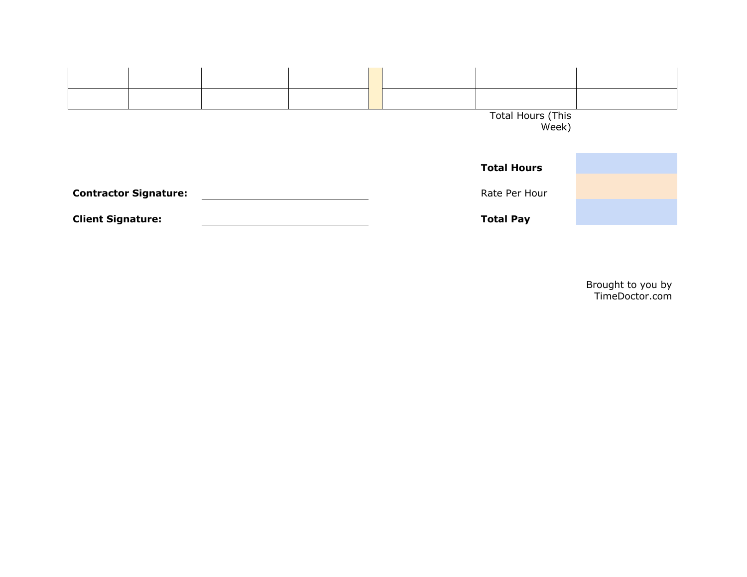| | | | | | | | |
|---|---|---|---|---|---|---|---|
| | | | | | | | |
| | | | | | | | |
| | | | | | | Total Hours (This Week) | |

**Contractor Signature:** ______________________

**Client Signature:** ______________________

| | |
|---|---|
| **Total Hours** | |
| Rate Per Hour | |
| **Total Pay** | |

Brought to you by TimeDoctor.com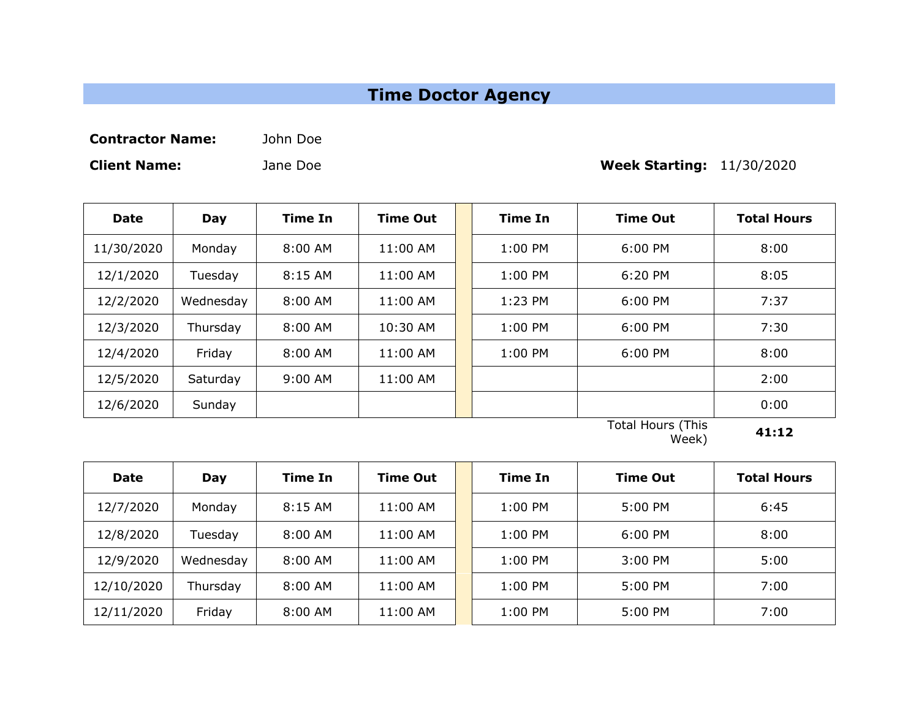# Time Doctor Agency

**Contractor Name:** John Doe

**Client Name:** Jane Doe

**Week Starting:** 11/30/2020

| Date | Day | Time In | Time Out | | Time In | Time Out | Total Hours |
|---|---|---|---|---|---|---|---|
| 11/30/2020 | Monday | 8:00 AM | 11:00 AM | | 1:00 PM | 6:00 PM | 8:00 |
| 12/1/2020 | Tuesday | 8:15 AM | 11:00 AM | | 1:00 PM | 6:20 PM | 8:05 |
| 12/2/2020 | Wednesday | 8:00 AM | 11:00 AM | | 1:23 PM | 6:00 PM | 7:37 |
| 12/3/2020 | Thursday | 8:00 AM | 10:30 AM | | 1:00 PM | 6:00 PM | 7:30 |
| 12/4/2020 | Friday | 8:00 AM | 11:00 AM | | 1:00 PM | 6:00 PM | 8:00 |
| 12/5/2020 | Saturday | 9:00 AM | 11:00 AM | | | | 2:00 |
| 12/6/2020 | Sunday | | | | | | 0:00 |
| | | | | | | Total Hours (This Week) | **41:12** |

| Date | Day | Time In | Time Out | | Time In | Time Out | Total Hours |
|---|---|---|---|---|---|---|---|
| 12/7/2020 | Monday | 8:15 AM | 11:00 AM | | 1:00 PM | 5:00 PM | 6:45 |
| 12/8/2020 | Tuesday | 8:00 AM | 11:00 AM | | 1:00 PM | 6:00 PM | 8:00 |
| 12/9/2020 | Wednesday | 8:00 AM | 11:00 AM | | 1:00 PM | 3:00 PM | 5:00 |
| 12/10/2020 | Thursday | 8:00 AM | 11:00 AM | | 1:00 PM | 5:00 PM | 7:00 |
| 12/11/2020 | Friday | 8:00 AM | 11:00 AM | | 1:00 PM | 5:00 PM | 7:00 |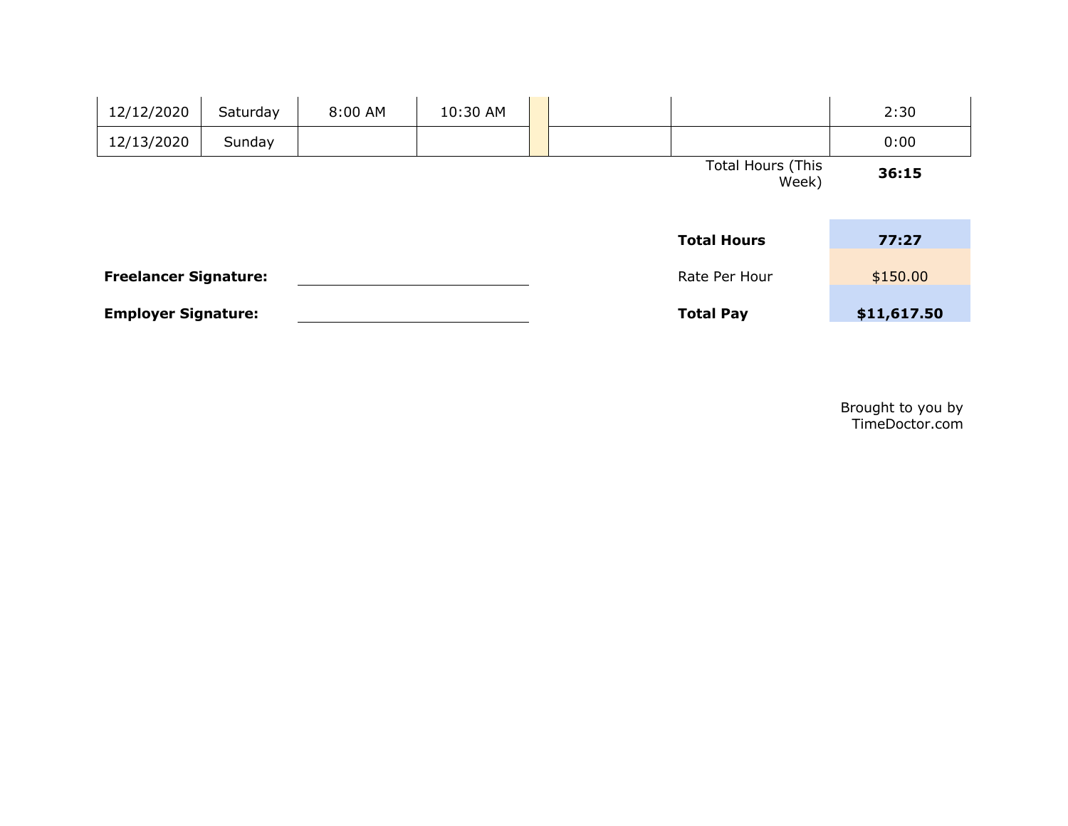| | | | | | | | |
|---|---|---|---|---|---|---|---|
| 12/12/2020 | Saturday | 8:00 AM | 10:30 AM | | | | 2:30 |
| 12/13/2020 | Sunday | | | | | | 0:00 |
| | | | | | | Total Hours (This Week) | **36:15** |

| | | | |
|---|---|---|---|
| | | **Total Hours** | **77:27** |
| **Freelancer Signature:** | ____________________ | Rate Per Hour | $150.00 |
| **Employer Signature:** | ____________________ | **Total Pay** | **$11,617.50** |

Brought to you by TimeDoctor.com